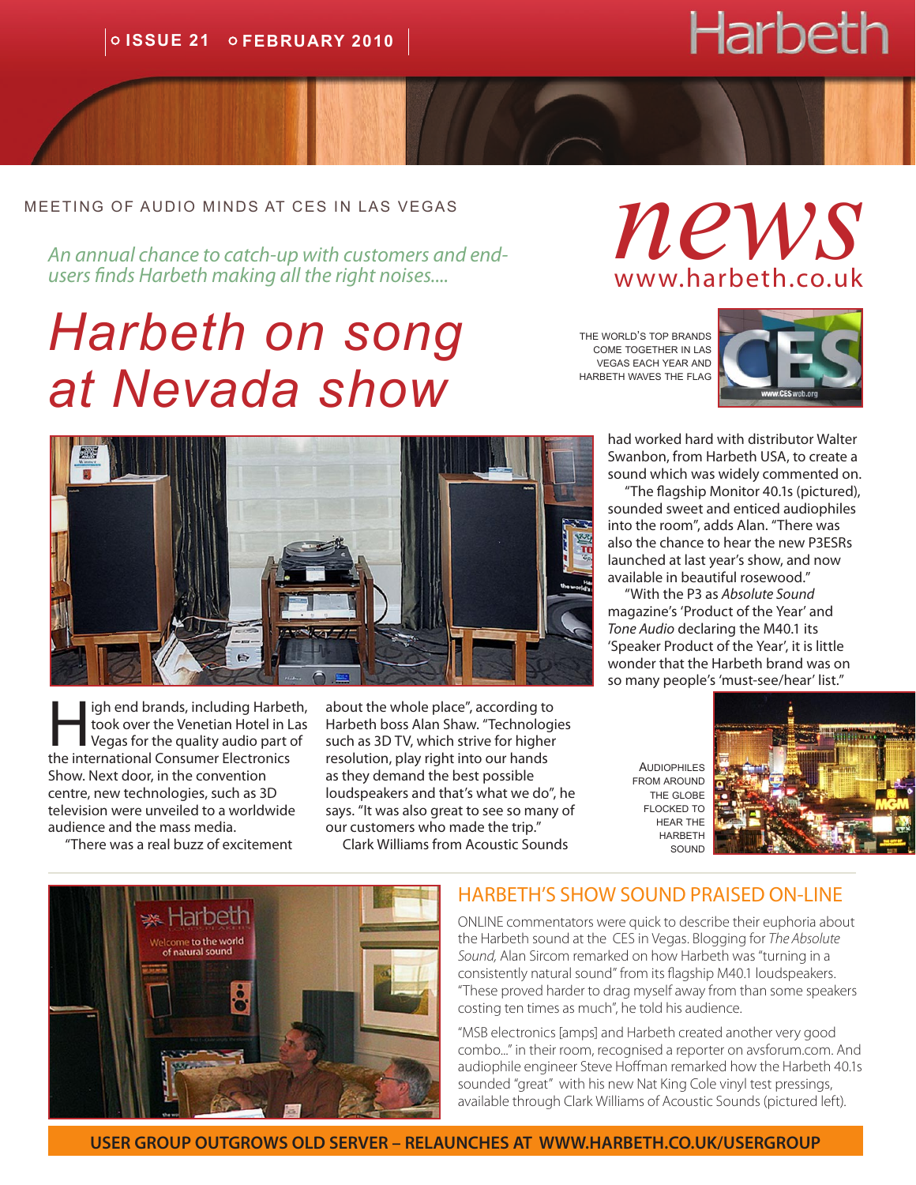MEETING OF AUDIO MINDS AT CES IN LAS VEGAS

*An annual chance to catch-up with customers and end-users finds Harbeth making all the right noises....*

# Harbeth on song at Nevada show

*news*
www.harbeth.co.uk

THE WORLD'S TOP BRANDS COME TOGETHER IN LAS VEGAS EACH YEAR AND HARBETH WAVES THE FLAG

High end brands, including Harbeth, took over the Venetian Hotel in Las Vegas for the quality audio part of the international Consumer Electronics Show. Next door, in the convention centre, new technologies, such as 3D television were unveiled to a worldwide audience and the mass media.

"There was a real buzz of excitement about the whole place", according to Harbeth boss Alan Shaw. "Technologies such as 3D TV, which strive for higher resolution, play right into our hands as they demand the best possible loudspeakers and that's what we do", he says. "It was also great to see so many of our customers who made the trip."

Clark Williams from Acoustic Sounds had worked hard with distributor Walter Swanbon, from Harbeth USA, to create a sound which was widely commented on.

"The flagship Monitor 40.1s (pictured), sounded sweet and enticed audiophiles into the room", adds Alan. "There was also the chance to hear the new P3ESRs launched at last year's show, and now available in beautiful rosewood."

"With the P3 as *Absolute Sound* magazine's 'Product of the Year' and *Tone Audio* declaring the M40.1 its 'Speaker Product of the Year', it is little wonder that the Harbeth brand was on so many people's 'must-see/hear' list."

AUDIOPHILES FROM AROUND THE GLOBE FLOCKED TO HEAR THE HARBETH SOUND

## HARBETH'S SHOW SOUND PRAISED ON-LINE

ONLINE commentators were quick to describe their euphoria about the Harbeth sound at the CES in Vegas. Blogging for *The Absolute Sound,* Alan Sircom remarked on how Harbeth was "turning in a consistently natural sound" from its flagship M40.1 loudspeakers. "These proved harder to drag myself away from than some speakers costing ten times as much", he told his audience.

"MSB electronics [amps] and Harbeth created another very good combo..." in their room, recognised a reporter on avsforum.com. And audiophile engineer Steve Hoffman remarked how the Harbeth 40.1s sounded "great" with his new Nat King Cole vinyl test pressings, available through Clark Williams of Acoustic Sounds (pictured left).

**USER GROUP OUTGROWS OLD SERVER – RELAUNCHES AT WWW.HARBETH.CO.UK/USERGROUP**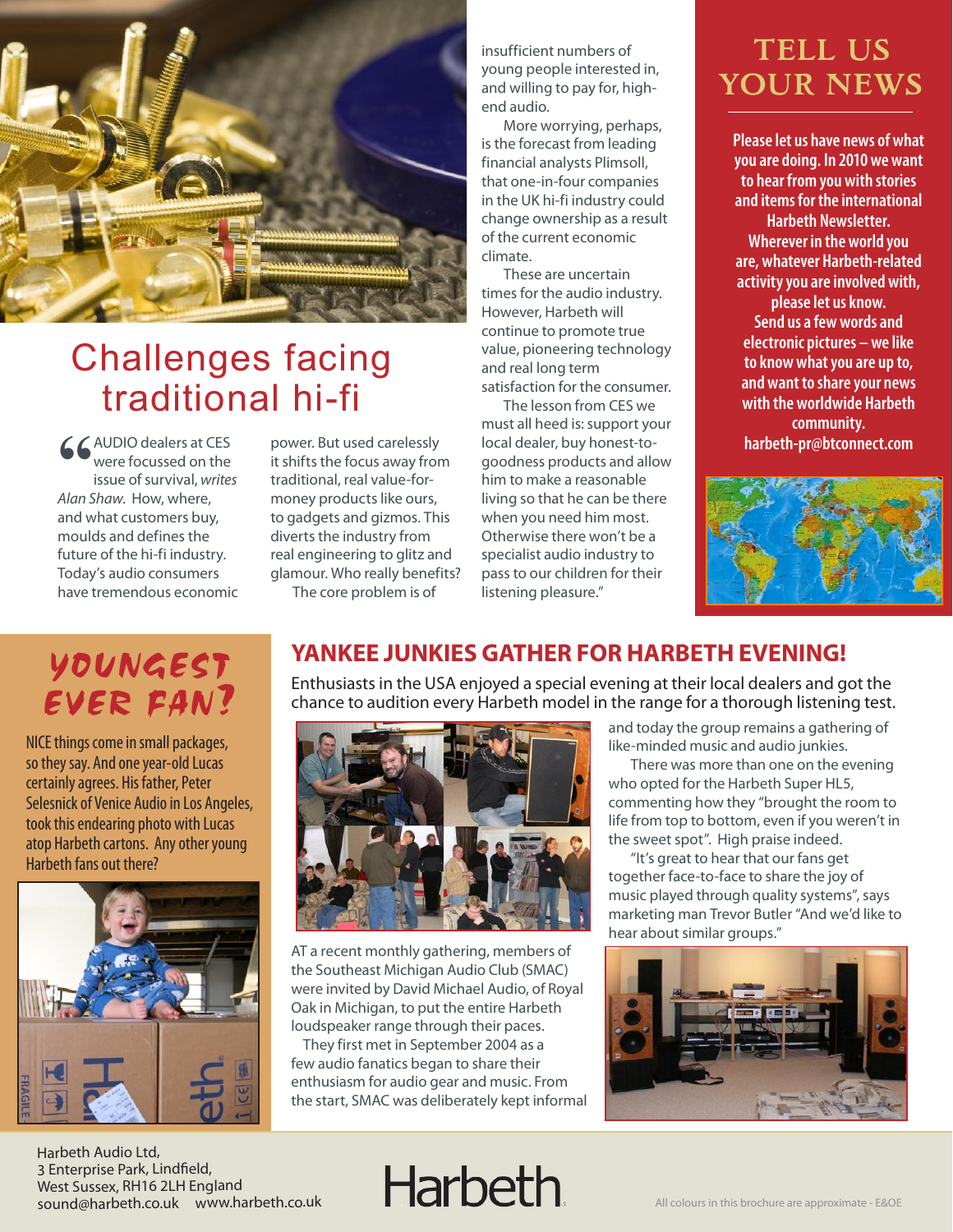## Challenges facing traditional hi-fi

"AUDIO dealers at CES were focussed on the issue of survival, *writes Alan Shaw*. How, where, and what customers buy, moulds and defines the future of the hi-fi industry. Today's audio consumers have tremendous economic power. But used carelessly it shifts the focus away from traditional, real value-for-money products like ours, to gadgets and gizmos. This diverts the industry from real engineering to glitz and glamour. Who really benefits?

The core problem is of insufficient numbers of young people interested in, and willing to pay for, high-end audio.

More worrying, perhaps, is the forecast from leading financial analysts Plimsoll, that one-in-four companies in the UK hi-fi industry could change ownership as a result of the current economic climate.

These are uncertain times for the audio industry. However, Harbeth will continue to promote true value, pioneering technology and real long term satisfaction for the consumer.

The lesson from CES we must all heed is: support your local dealer, buy honest-to-goodness products and allow him to make a reasonable living so that he can be there when you need him most. Otherwise there won't be a specialist audio industry to pass to our children for their listening pleasure."

## TELL US YOUR NEWS

**Please let us have news of what you are doing. In 2010 we want to hear from you with stories and items for the international Harbeth Newsletter. Wherever in the world you are, whatever Harbeth-related activity you are involved with, please let us know. Send us a few words and electronic pictures – we like to know what you are up to, and want to share your news with the worldwide Harbeth community. harbeth-pr@btconnect.com**

## YOUNGEST EVER FAN?

NICE things come in small packages, so they say. And one year-old Lucas certainly agrees. His father, Peter Selesnick of Venice Audio in Los Angeles, took this endearing photo with Lucas atop Harbeth cartons. Any other young Harbeth fans out there?

## YANKEE JUNKIES GATHER FOR HARBETH EVENING!

Enthusiasts in the USA enjoyed a special evening at their local dealers and got the chance to audition every Harbeth model in the range for a thorough listening test.

AT a recent monthly gathering, members of the Southeast Michigan Audio Club (SMAC) were invited by David Michael Audio, of Royal Oak in Michigan, to put the entire Harbeth loudspeaker range through their paces.

They first met in September 2004 as a few audio fanatics began to share their enthusiasm for audio gear and music. From the start, SMAC was deliberately kept informal and today the group remains a gathering of like-minded music and audio junkies.

There was more than one on the evening who opted for the Harbeth Super HL5, commenting how they "brought the room to life from top to bottom, even if you weren't in the sweet spot". High praise indeed.

"It's great to hear that our fans get together face-to-face to share the joy of music played through quality systems", says marketing man Trevor Butler "And we'd like to hear about similar groups."

Harbeth Audio Ltd,
3 Enterprise Park, Lindfield,
West Sussex, RH16 2LH England
sound@harbeth.co.uk www.harbeth.co.uk

Harbeth

All colours in this brochure are approximate - E&OE